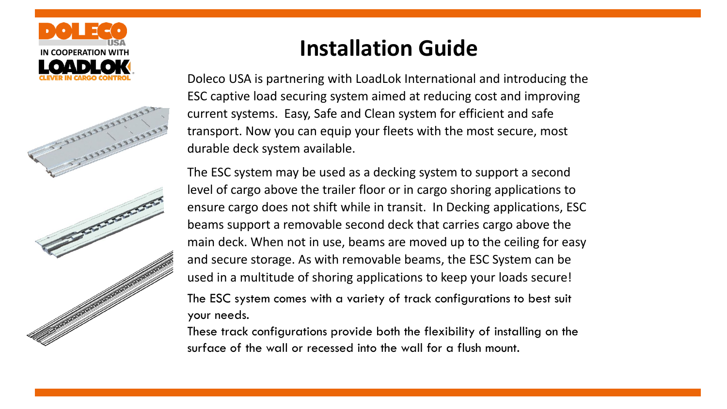DOLECO USA

IN COOPERATION WITH

LOADLOK

CLEVER IN CARGO CONTROL

# Installation Guide

Doleco USA is partnering with LoadLok International and introducing the ESC captive load securing system aimed at reducing cost and improving current systems. Easy, Safe and Clean system for efficient and safe transport. Now you can equip your fleets with the most secure, most durable deck system available.

The ESC system may be used as a decking system to support a second level of cargo above the trailer floor or in cargo shoring applications to ensure cargo does not shift while in transit. In Decking applications, ESC beams support a removable second deck that carries cargo above the main deck. When not in use, beams are moved up to the ceiling for easy and secure storage. As with removable beams, the ESC System can be used in a multitude of shoring applications to keep your loads secure!

The ESC system comes with a variety of track configurations to best suit your needs.

These track configurations provide both the flexibility of installing on the surface of the wall or recessed into the wall for a flush mount.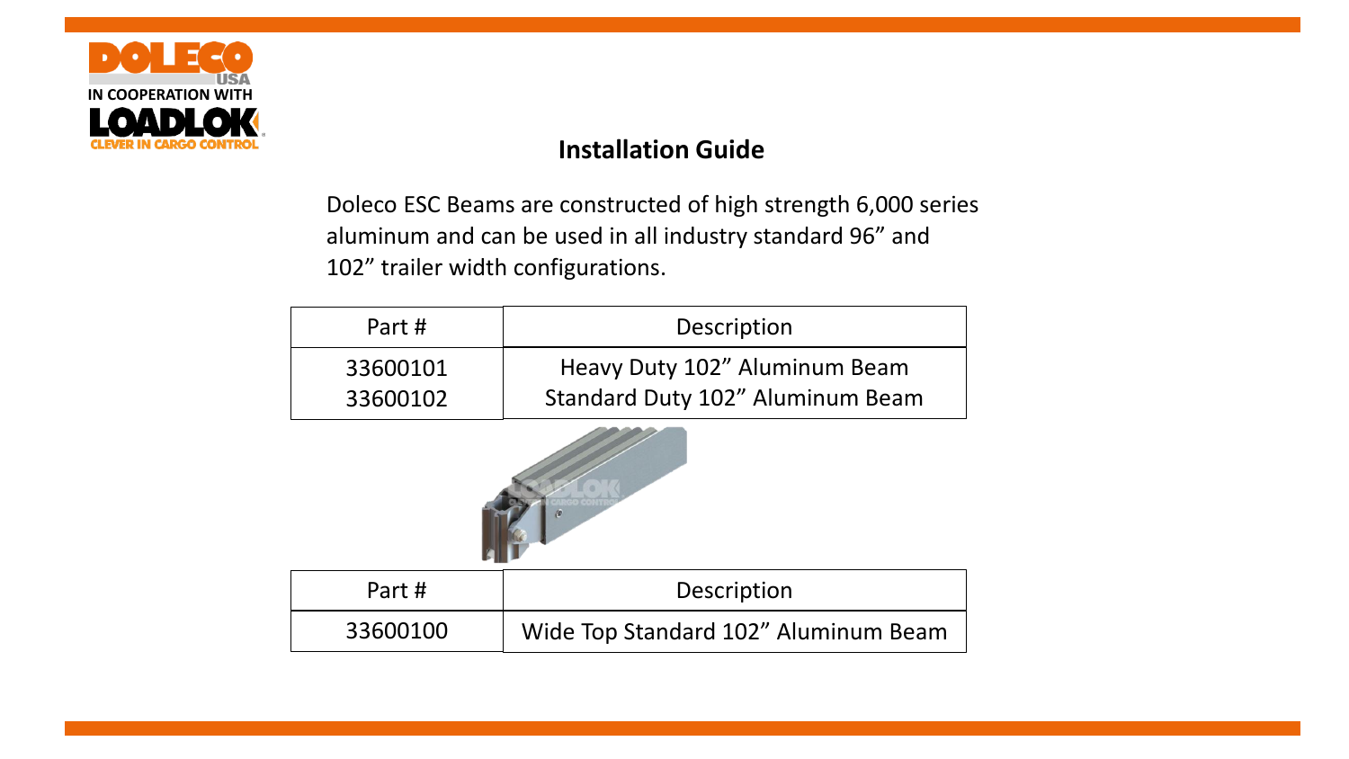## Installation Guide

Doleco ESC Beams are constructed of high strength 6,000 series aluminum and can be used in all industry standard 96” and 102” trailer width configurations.

| Part # | Description |
|---|---|
| 33600101 | Heavy Duty 102” Aluminum Beam |
| 33600102 | Standard Duty 102” Aluminum Beam |

| Part # | Description |
|---|---|
| 33600100 | Wide Top Standard 102” Aluminum Beam |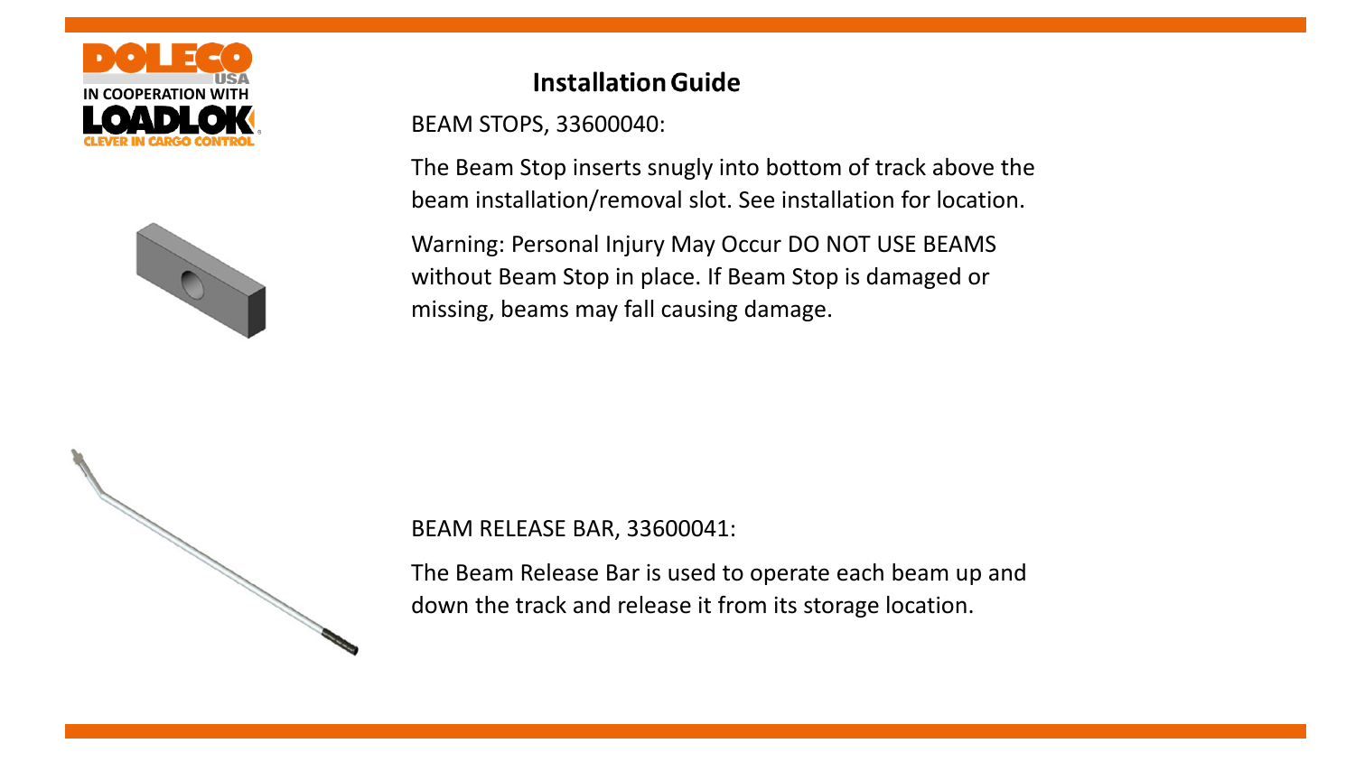## Installation Guide

BEAM STOPS, 33600040:

The Beam Stop inserts snugly into bottom of track above the beam installation/removal slot. See installation for location.

Warning: Personal Injury May Occur DO NOT USE BEAMS without Beam Stop in place. If Beam Stop is damaged or missing, beams may fall causing damage.

BEAM RELEASE BAR, 33600041:

The Beam Release Bar is used to operate each beam up and down the track and release it from its storage location.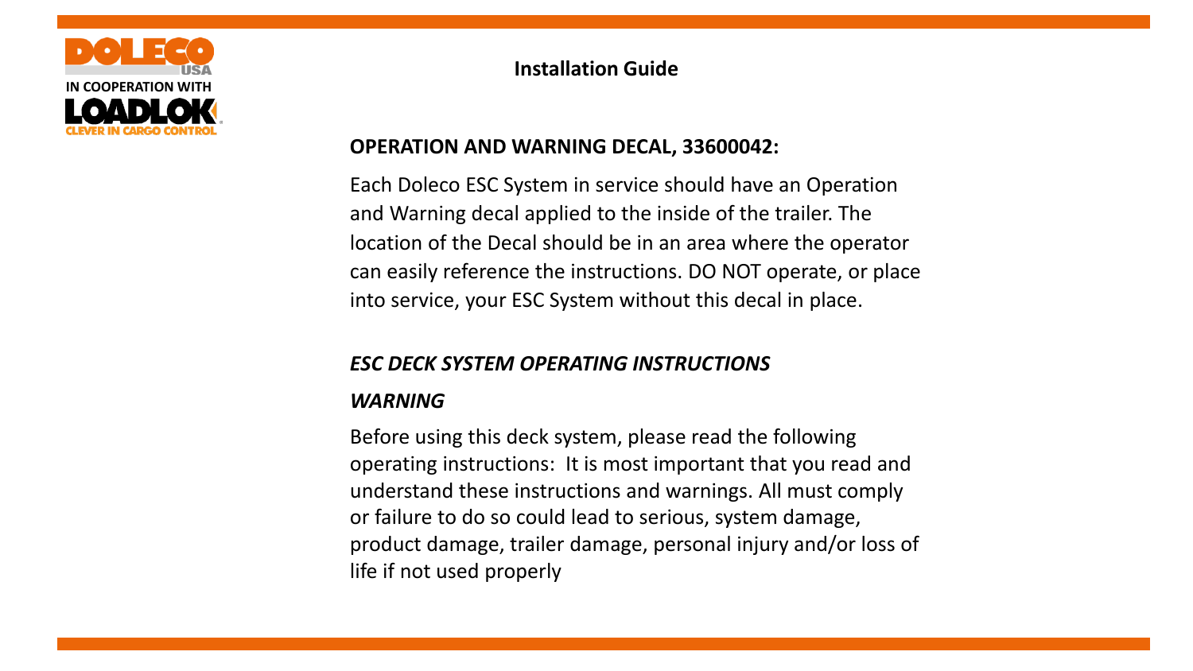**Installation Guide**

**OPERATION AND WARNING DECAL, 33600042:**

Each Doleco ESC System in service should have an Operation and Warning decal applied to the inside of the trailer. The location of the Decal should be in an area where the operator can easily reference the instructions. DO NOT operate, or place into service, your ESC System without this decal in place.

***ESC DECK SYSTEM OPERATING INSTRUCTIONS***

***WARNING***

Before using this deck system, please read the following operating instructions: It is most important that you read and understand these instructions and warnings. All must comply or failure to do so could lead to serious, system damage, product damage, trailer damage, personal injury and/or loss of life if not used properly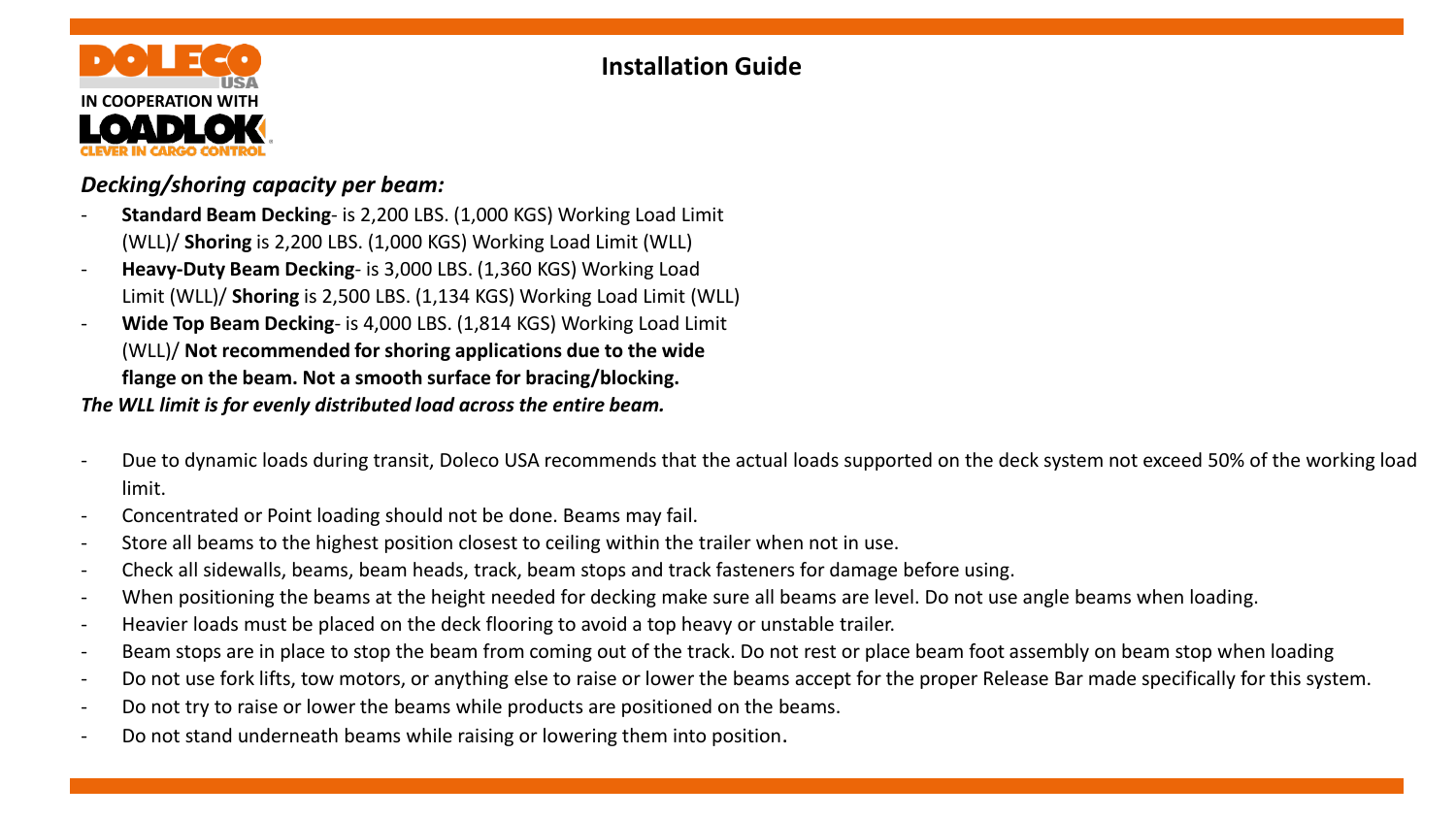DOLECO USA

IN COOPERATION WITH

LOADLOK CLEVER IN CARGO CONTROL

# Installation Guide

***Decking/shoring capacity per beam:***

- **Standard Beam Decking**- is 2,200 LBS. (1,000 KGS) Working Load Limit (WLL)/ **Shoring** is 2,200 LBS. (1,000 KGS) Working Load Limit (WLL)
- **Heavy-Duty Beam Decking**- is 3,000 LBS. (1,360 KGS) Working Load Limit (WLL)/ **Shoring** is 2,500 LBS. (1,134 KGS) Working Load Limit (WLL)
- **Wide Top Beam Decking**- is 4,000 LBS. (1,814 KGS) Working Load Limit (WLL)/ **Not recommended for shoring applications due to the wide flange on the beam. Not a smooth surface for bracing/blocking.**

***The WLL limit is for evenly distributed load across the entire beam.***

- Due to dynamic loads during transit, Doleco USA recommends that the actual loads supported on the deck system not exceed 50% of the working load limit.
- Concentrated or Point loading should not be done. Beams may fail.
- Store all beams to the highest position closest to ceiling within the trailer when not in use.
- Check all sidewalls, beams, beam heads, track, beam stops and track fasteners for damage before using.
- When positioning the beams at the height needed for decking make sure all beams are level. Do not use angle beams when loading.
- Heavier loads must be placed on the deck flooring to avoid a top heavy or unstable trailer.
- Beam stops are in place to stop the beam from coming out of the track. Do not rest or place beam foot assembly on beam stop when loading
- Do not use fork lifts, tow motors, or anything else to raise or lower the beams accept for the proper Release Bar made specifically for this system.
- Do not try to raise or lower the beams while products are positioned on the beams.
- Do not stand underneath beams while raising or lowering them into position.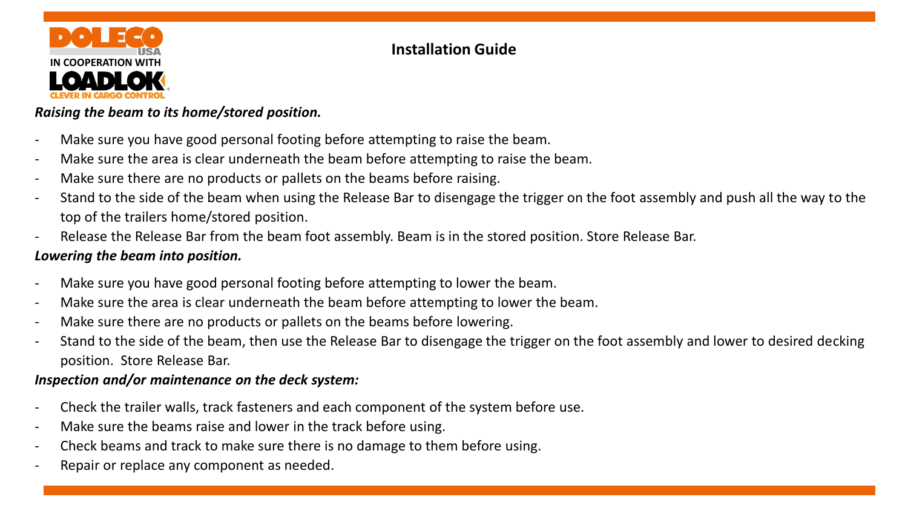**DOLECO USA**
IN COOPERATION WITH
**LOADLOK** CLEVER IN CARGO CONTROL

## Installation Guide

***Raising the beam to its home/stored position.***

- Make sure you have good personal footing before attempting to raise the beam.
- Make sure the area is clear underneath the beam before attempting to raise the beam.
- Make sure there are no products or pallets on the beams before raising.
- Stand to the side of the beam when using the Release Bar to disengage the trigger on the foot assembly and push all the way to the top of the trailers home/stored position.
- Release the Release Bar from the beam foot assembly. Beam is in the stored position. Store Release Bar.

***Lowering the beam into position.***

- Make sure you have good personal footing before attempting to lower the beam.
- Make sure the area is clear underneath the beam before attempting to lower the beam.
- Make sure there are no products or pallets on the beams before lowering.
- Stand to the side of the beam, then use the Release Bar to disengage the trigger on the foot assembly and lower to desired decking position. Store Release Bar.

***Inspection and/or maintenance on the deck system:***

- Check the trailer walls, track fasteners and each component of the system before use.
- Make sure the beams raise and lower in the track before using.
- Check beams and track to make sure there is no damage to them before using.
- Repair or replace any component as needed.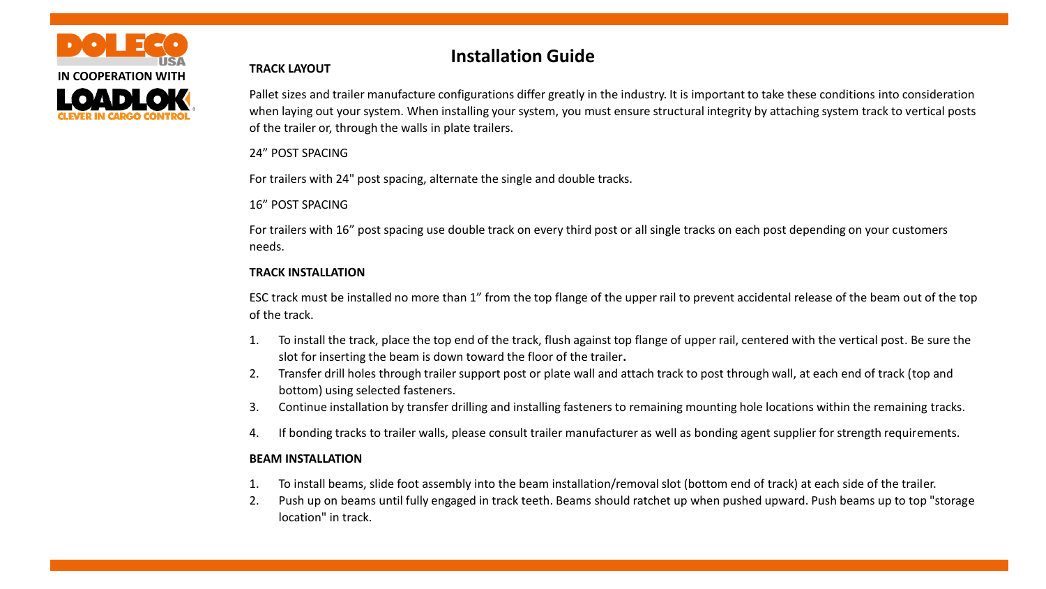DOLECO USA

IN COOPERATION WITH

LOADLOK CLEVER IN CARGO CONTROL

# Installation Guide

**TRACK LAYOUT**

Pallet sizes and trailer manufacture configurations differ greatly in the industry. It is important to take these conditions into consideration when laying out your system. When installing your system, you must ensure structural integrity by attaching system track to vertical posts of the trailer or, through the walls in plate trailers.

24” POST SPACING

For trailers with 24" post spacing, alternate the single and double tracks.

16” POST SPACING

For trailers with 16” post spacing use double track on every third post or all single tracks on each post depending on your customers needs.

**TRACK INSTALLATION**

ESC track must be installed no more than 1” from the top flange of the upper rail to prevent accidental release of the beam out of the top of the track.

1. To install the track, place the top end of the track, flush against top flange of upper rail, centered with the vertical post. Be sure the slot for inserting the beam is down toward the floor of the trailer**.**
2. Transfer drill holes through trailer support post or plate wall and attach track to post through wall, at each end of track (top and bottom) using selected fasteners.
3. Continue installation by transfer drilling and installing fasteners to remaining mounting hole locations within the remaining tracks.
4. If bonding tracks to trailer walls, please consult trailer manufacturer as well as bonding agent supplier for strength requirements.

**BEAM INSTALLATION**

1. To install beams, slide foot assembly into the beam installation/removal slot (bottom end of track) at each side of the trailer.
2. Push up on beams until fully engaged in track teeth. Beams should ratchet up when pushed upward. Push beams up to top "storage location" in track.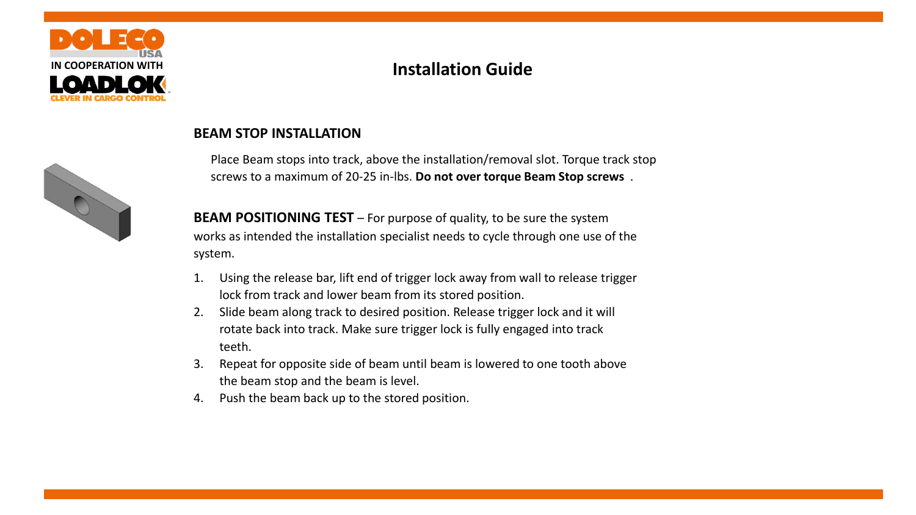IN COOPERATION WITH

# Installation Guide

## BEAM STOP INSTALLATION

Place Beam stops into track, above the installation/removal slot. Torque track stop screws to a maximum of 20-25 in-lbs. **Do not over torque Beam Stop screws** .

**BEAM POSITIONING TEST** – For purpose of quality, to be sure the system works as intended the installation specialist needs to cycle through one use of the system.

1. Using the release bar, lift end of trigger lock away from wall to release trigger lock from track and lower beam from its stored position.
2. Slide beam along track to desired position. Release trigger lock and it will rotate back into track. Make sure trigger lock is fully engaged into track teeth.
3. Repeat for opposite side of beam until beam is lowered to one tooth above the beam stop and the beam is level.
4. Push the beam back up to the stored position.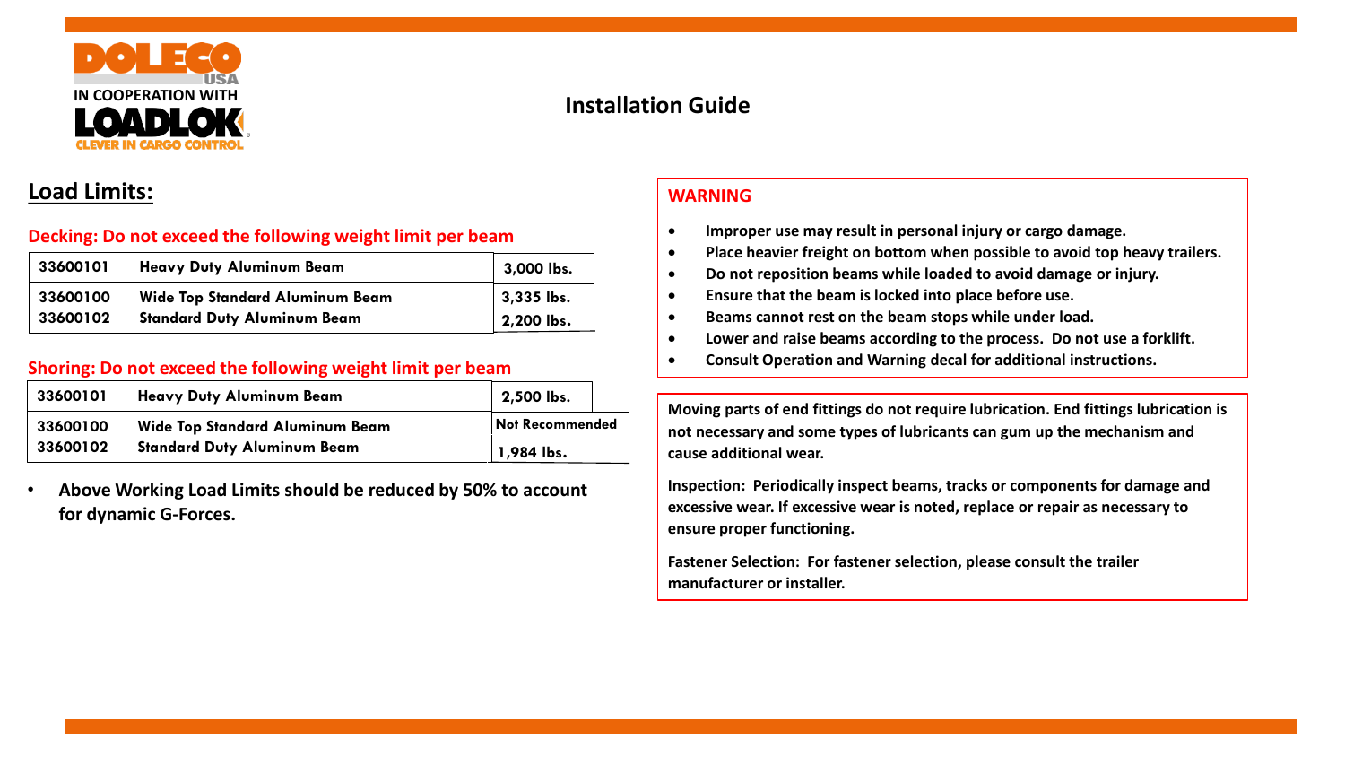DOLECO USA

IN COOPERATION WITH

LOADLOK

CLEVER IN CARGO CONTROL

# Installation Guide

## Load Limits:

**Decking: Do not exceed the following weight limit per beam**

| Part No. | Description | Limit |
|---|---|---|
| 33600101 | Heavy Duty Aluminum Beam | 3,000 lbs. |
| 33600100 | Wide Top Standard Aluminum Beam | 3,335 lbs. |
| 33600102 | Standard Duty Aluminum Beam | 2,200 lbs. |

**Shoring: Do not exceed the following weight limit per beam**

| Part No. | Description | Limit |
|---|---|---|
| 33600101 | Heavy Duty Aluminum Beam | 2,500 lbs. |
| 33600100 | Wide Top Standard Aluminum Beam | Not Recommended |
| 33600102 | Standard Duty Aluminum Beam | 1,984 lbs. |

- **Above Working Load Limits should be reduced by 50% to account for dynamic G-Forces.**

### WARNING

- **Improper use may result in personal injury or cargo damage.**
- **Place heavier freight on bottom when possible to avoid top heavy trailers.**
- **Do not reposition beams while loaded to avoid damage or injury.**
- **Ensure that the beam is locked into place before use.**
- **Beams cannot rest on the beam stops while under load.**
- **Lower and raise beams according to the process. Do not use a forklift.**
- **Consult Operation and Warning decal for additional instructions.**

**Moving parts of end fittings do not require lubrication. End fittings lubrication is not necessary and some types of lubricants can gum up the mechanism and cause additional wear.**

**Inspection: Periodically inspect beams, tracks or components for damage and excessive wear. If excessive wear is noted, replace or repair as necessary to ensure proper functioning.**

**Fastener Selection: For fastener selection, please consult the trailer manufacturer or installer.**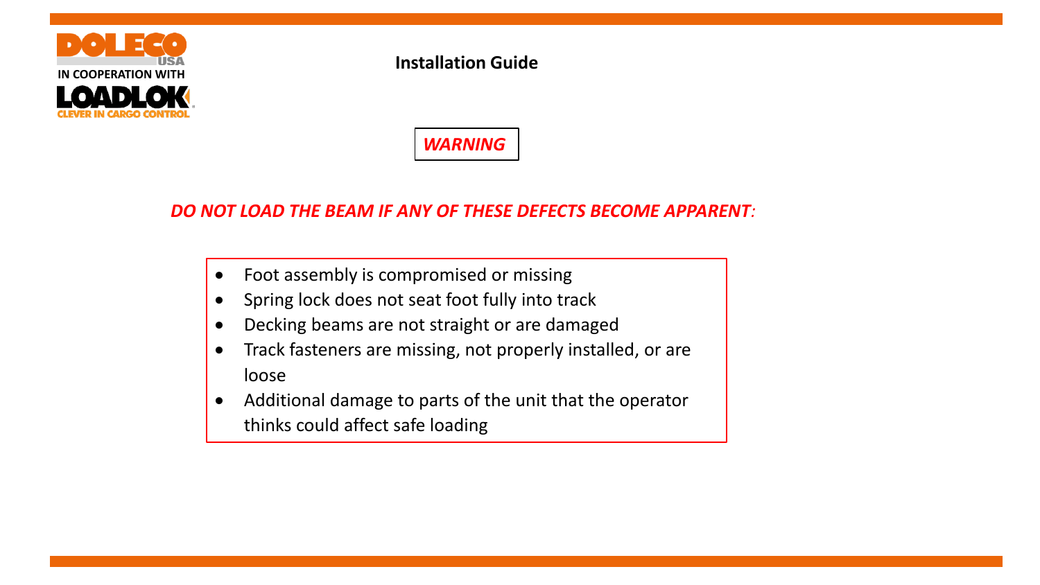DOLECO USA

IN COOPERATION WITH

LOADLOK

CLEVER IN CARGO CONTROL

**Installation Guide**

***WARNING***

***DO NOT LOAD THE BEAM IF ANY OF THESE DEFECTS BECOME APPARENT:***

- Foot assembly is compromised or missing
- Spring lock does not seat foot fully into track
- Decking beams are not straight or are damaged
- Track fasteners are missing, not properly installed, or are loose
- Additional damage to parts of the unit that the operator thinks could affect safe loading